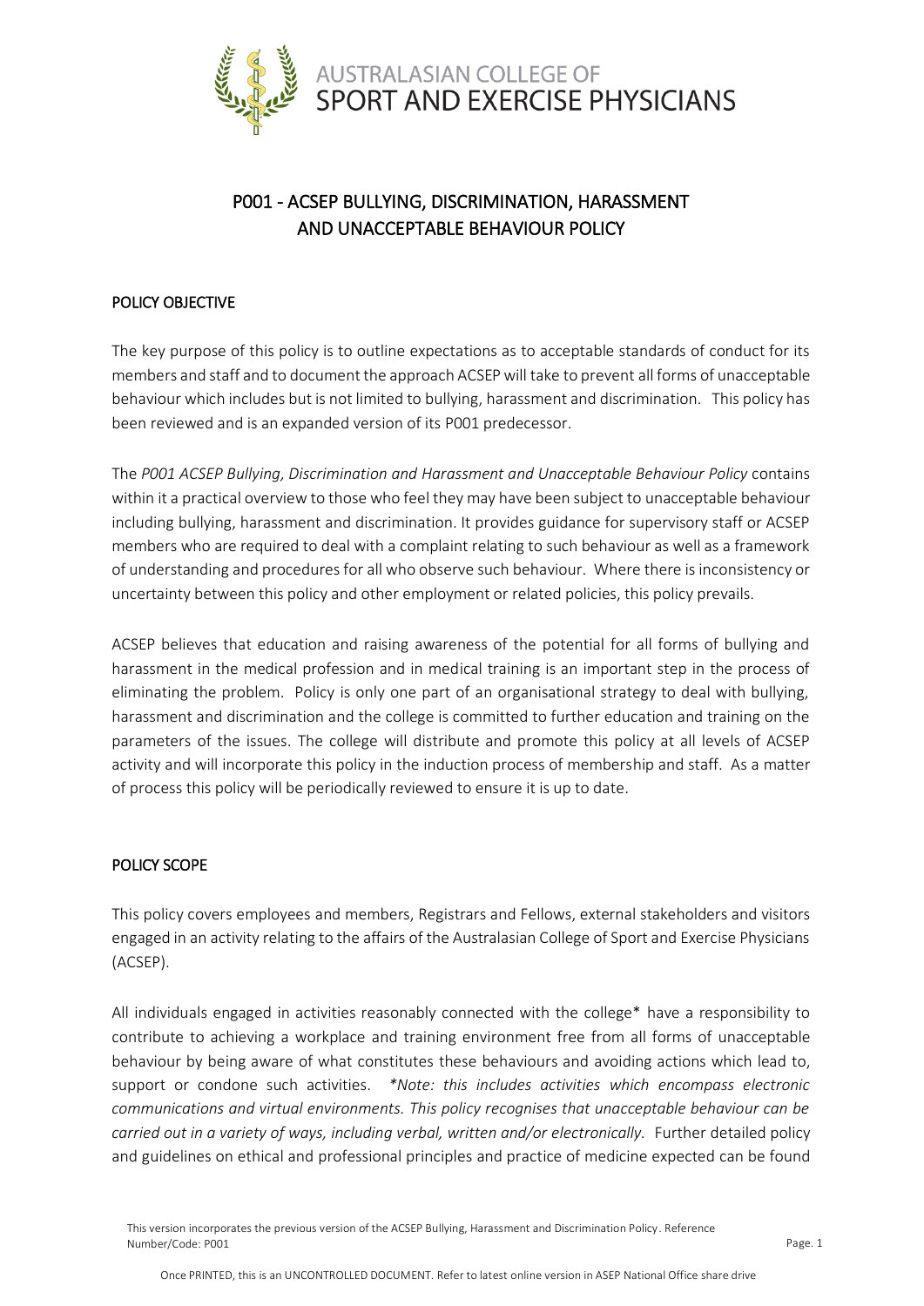AUSTRALASIAN COLLEGE OF
SPORT AND EXERCISE PHYSICIANS

# P001 - ACSEP BULLYING, DISCRIMINATION, HARASSMENT AND UNACCEPTABLE BEHAVIOUR POLICY

## POLICY OBJECTIVE

The key purpose of this policy is to outline expectations as to acceptable standards of conduct for its members and staff and to document the approach ACSEP will take to prevent all forms of unacceptable behaviour which includes but is not limited to bullying, harassment and discrimination. This policy has been reviewed and is an expanded version of its P001 predecessor.

The *P001 ACSEP Bullying, Discrimination and Harassment and Unacceptable Behaviour Policy* contains within it a practical overview to those who feel they may have been subject to unacceptable behaviour including bullying, harassment and discrimination. It provides guidance for supervisory staff or ACSEP members who are required to deal with a complaint relating to such behaviour as well as a framework of understanding and procedures for all who observe such behaviour. Where there is inconsistency or uncertainty between this policy and other employment or related policies, this policy prevails.

ACSEP believes that education and raising awareness of the potential for all forms of bullying and harassment in the medical profession and in medical training is an important step in the process of eliminating the problem. Policy is only one part of an organisational strategy to deal with bullying, harassment and discrimination and the college is committed to further education and training on the parameters of the issues. The college will distribute and promote this policy at all levels of ACSEP activity and will incorporate this policy in the induction process of membership and staff. As a matter of process this policy will be periodically reviewed to ensure it is up to date.

## POLICY SCOPE

This policy covers employees and members, Registrars and Fellows, external stakeholders and visitors engaged in an activity relating to the affairs of the Australasian College of Sport and Exercise Physicians (ACSEP).

All individuals engaged in activities reasonably connected with the college* have a responsibility to contribute to achieving a workplace and training environment free from all forms of unacceptable behaviour by being aware of what constitutes these behaviours and avoiding actions which lead to, support or condone such activities. *\*Note: this includes activities which encompass electronic communications and virtual environments. This policy recognises that unacceptable behaviour can be carried out in a variety of ways, including verbal, written and/or electronically.* Further detailed policy and guidelines on ethical and professional principles and practice of medicine expected can be found

This version incorporates the previous version of the ACSEP Bullying, Harassment and Discrimination Policy. Reference Number/Code: P001

Once PRINTED, this is an UNCONTROLLED DOCUMENT. Refer to latest online version in ASEP National Office share drive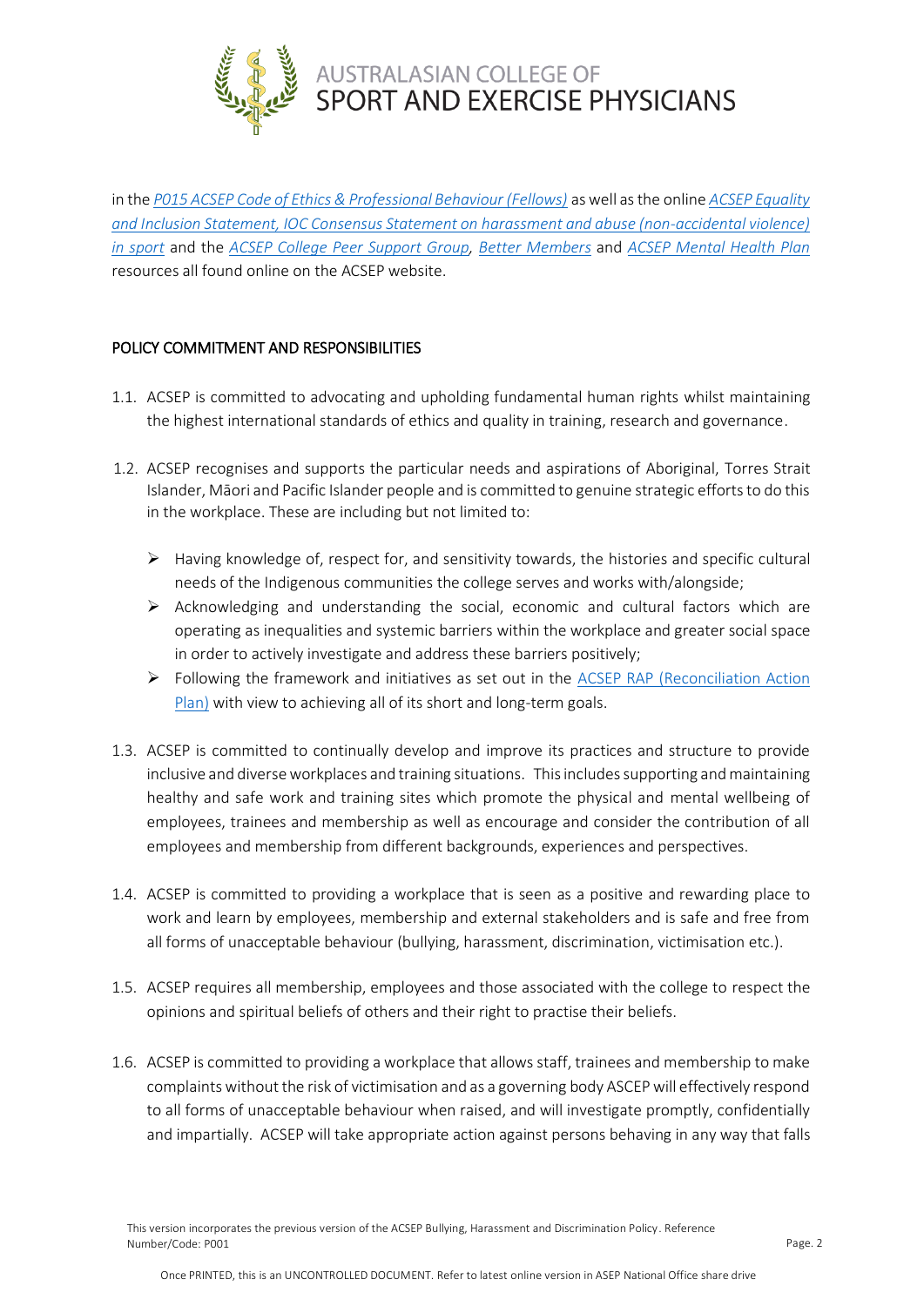in the *P015 ACSEP Code of Ethics & Professional Behaviour (Fellows)* as well as the online *ACSEP Equality and Inclusion Statement, IOC Consensus Statement on harassment and abuse (non-accidental violence) in sport* and the *ACSEP College Peer Support Group*, *Better Members* and *ACSEP Mental Health Plan* resources all found online on the ACSEP website.

## POLICY COMMITMENT AND RESPONSIBILITIES

1.1. ACSEP is committed to advocating and upholding fundamental human rights whilst maintaining the highest international standards of ethics and quality in training, research and governance.

1.2. ACSEP recognises and supports the particular needs and aspirations of Aboriginal, Torres Strait Islander, Māori and Pacific Islander people and is committed to genuine strategic efforts to do this in the workplace. These are including but not limited to:

- Having knowledge of, respect for, and sensitivity towards, the histories and specific cultural needs of the Indigenous communities the college serves and works with/alongside;
- Acknowledging and understanding the social, economic and cultural factors which are operating as inequalities and systemic barriers within the workplace and greater social space in order to actively investigate and address these barriers positively;
- Following the framework and initiatives as set out in the ACSEP RAP (Reconciliation Action Plan) with view to achieving all of its short and long-term goals.

1.3. ACSEP is committed to continually develop and improve its practices and structure to provide inclusive and diverse workplaces and training situations. This includes supporting and maintaining healthy and safe work and training sites which promote the physical and mental wellbeing of employees, trainees and membership as well as encourage and consider the contribution of all employees and membership from different backgrounds, experiences and perspectives.

1.4. ACSEP is committed to providing a workplace that is seen as a positive and rewarding place to work and learn by employees, membership and external stakeholders and is safe and free from all forms of unacceptable behaviour (bullying, harassment, discrimination, victimisation etc.).

1.5. ACSEP requires all membership, employees and those associated with the college to respect the opinions and spiritual beliefs of others and their right to practise their beliefs.

1.6. ACSEP is committed to providing a workplace that allows staff, trainees and membership to make complaints without the risk of victimisation and as a governing body ASCEP will effectively respond to all forms of unacceptable behaviour when raised, and will investigate promptly, confidentially and impartially. ACSEP will take appropriate action against persons behaving in any way that falls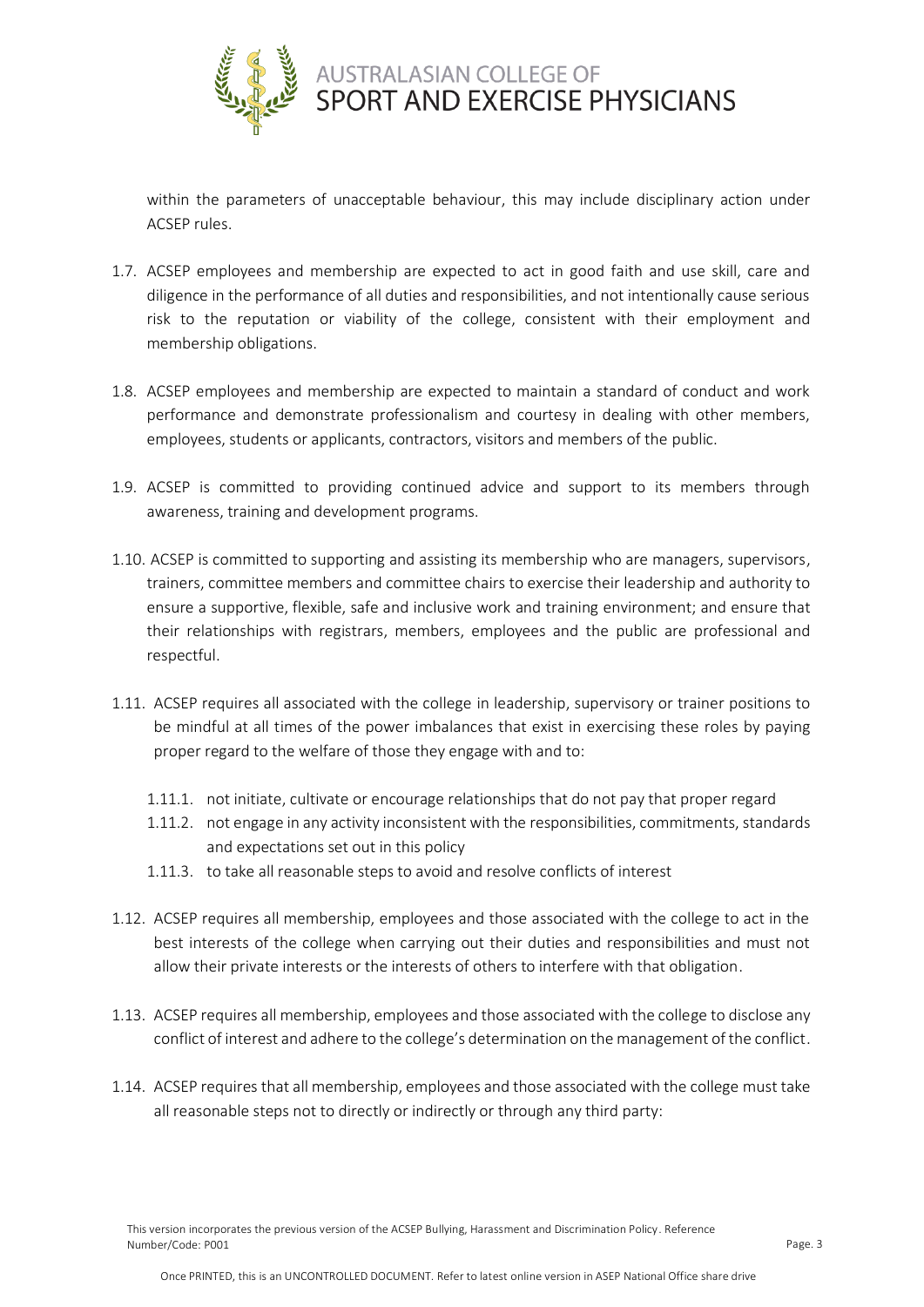within the parameters of unacceptable behaviour, this may include disciplinary action under ACSEP rules.

1.7. ACSEP employees and membership are expected to act in good faith and use skill, care and diligence in the performance of all duties and responsibilities, and not intentionally cause serious risk to the reputation or viability of the college, consistent with their employment and membership obligations.

1.8. ACSEP employees and membership are expected to maintain a standard of conduct and work performance and demonstrate professionalism and courtesy in dealing with other members, employees, students or applicants, contractors, visitors and members of the public.

1.9. ACSEP is committed to providing continued advice and support to its members through awareness, training and development programs.

1.10. ACSEP is committed to supporting and assisting its membership who are managers, supervisors, trainers, committee members and committee chairs to exercise their leadership and authority to ensure a supportive, flexible, safe and inclusive work and training environment; and ensure that their relationships with registrars, members, employees and the public are professional and respectful.

1.11. ACSEP requires all associated with the college in leadership, supervisory or trainer positions to be mindful at all times of the power imbalances that exist in exercising these roles by paying proper regard to the welfare of those they engage with and to:

   1.11.1. not initiate, cultivate or encourage relationships that do not pay that proper regard
   1.11.2. not engage in any activity inconsistent with the responsibilities, commitments, standards and expectations set out in this policy
   1.11.3. to take all reasonable steps to avoid and resolve conflicts of interest

1.12. ACSEP requires all membership, employees and those associated with the college to act in the best interests of the college when carrying out their duties and responsibilities and must not allow their private interests or the interests of others to interfere with that obligation.

1.13. ACSEP requires all membership, employees and those associated with the college to disclose any conflict of interest and adhere to the college's determination on the management of the conflict.

1.14. ACSEP requires that all membership, employees and those associated with the college must take all reasonable steps not to directly or indirectly or through any third party: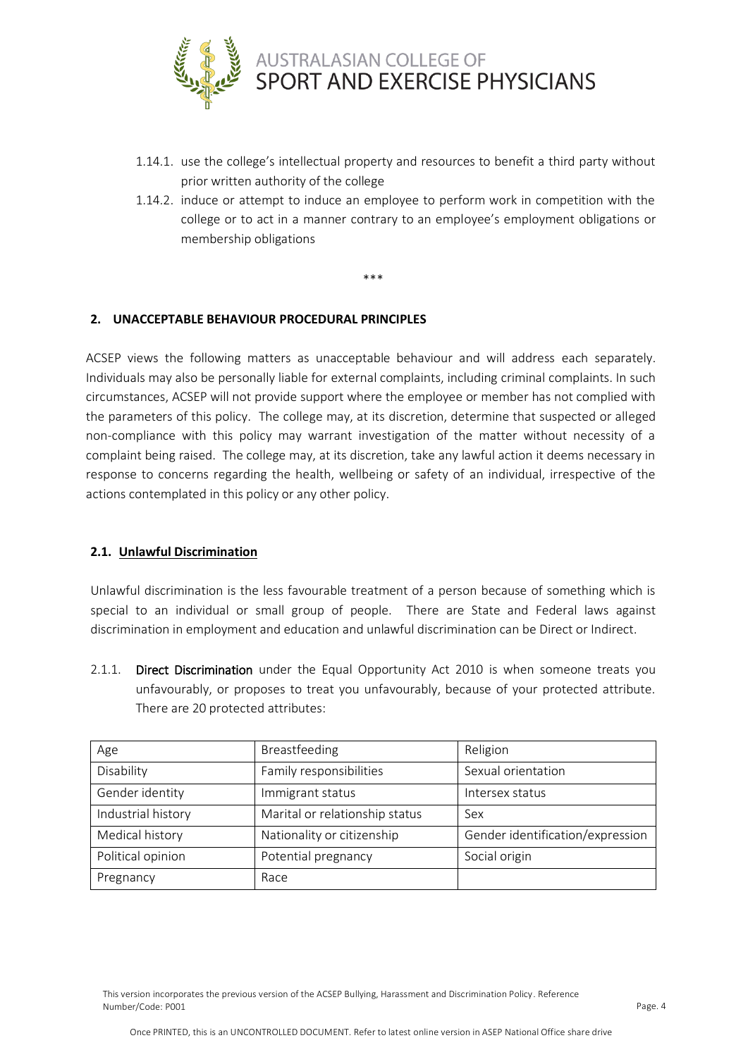1.14.1. use the college's intellectual property and resources to benefit a third party without prior written authority of the college

1.14.2. induce or attempt to induce an employee to perform work in competition with the college or to act in a manner contrary to an employee's employment obligations or membership obligations

\*\*\*

## 2. UNACCEPTABLE BEHAVIOUR PROCEDURAL PRINCIPLES

ACSEP views the following matters as unacceptable behaviour and will address each separately. Individuals may also be personally liable for external complaints, including criminal complaints. In such circumstances, ACSEP will not provide support where the employee or member has not complied with the parameters of this policy. The college may, at its discretion, determine that suspected or alleged non-compliance with this policy may warrant investigation of the matter without necessity of a complaint being raised. The college may, at its discretion, take any lawful action it deems necessary in response to concerns regarding the health, wellbeing or safety of an individual, irrespective of the actions contemplated in this policy or any other policy.

### 2.1. Unlawful Discrimination

Unlawful discrimination is the less favourable treatment of a person because of something which is special to an individual or small group of people. There are State and Federal laws against discrimination in employment and education and unlawful discrimination can be Direct or Indirect.

2.1.1. **Direct Discrimination** under the Equal Opportunity Act 2010 is when someone treats you unfavourably, or proposes to treat you unfavourably, because of your protected attribute. There are 20 protected attributes:

| Age | Breastfeeding | Religion |
|---|---|---|
| Disability | Family responsibilities | Sexual orientation |
| Gender identity | Immigrant status | Intersex status |
| Industrial history | Marital or relationship status | Sex |
| Medical history | Nationality or citizenship | Gender identification/expression |
| Political opinion | Potential pregnancy | Social origin |
| Pregnancy | Race | |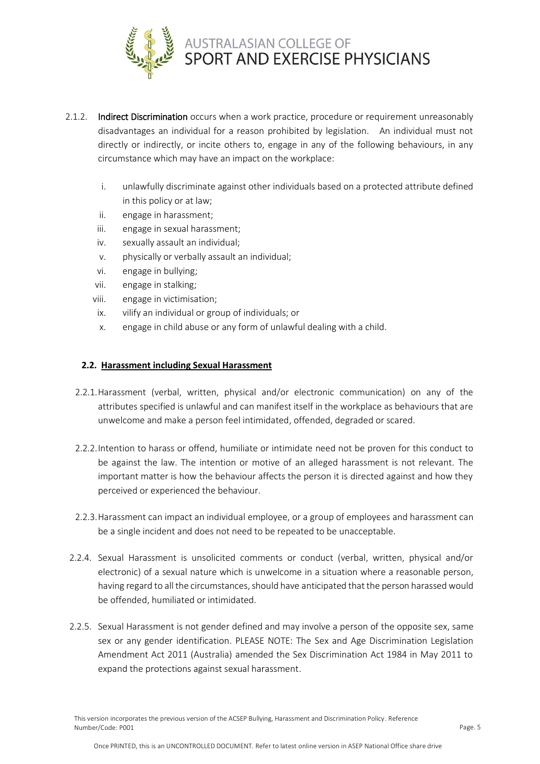2.1.2. **Indirect Discrimination** occurs when a work practice, procedure or requirement unreasonably disadvantages an individual for a reason prohibited by legislation. An individual must not directly or indirectly, or incite others to, engage in any of the following behaviours, in any circumstance which may have an impact on the workplace:

i. unlawfully discriminate against other individuals based on a protected attribute defined in this policy or at law;
ii. engage in harassment;
iii. engage in sexual harassment;
iv. sexually assault an individual;
v. physically or verbally assault an individual;
vi. engage in bullying;
vii. engage in stalking;
viii. engage in victimisation;
ix. vilify an individual or group of individuals; or
x. engage in child abuse or any form of unlawful dealing with a child.

### 2.2. Harassment including Sexual Harassment

2.2.1. Harassment (verbal, written, physical and/or electronic communication) on any of the attributes specified is unlawful and can manifest itself in the workplace as behaviours that are unwelcome and make a person feel intimidated, offended, degraded or scared.

2.2.2. Intention to harass or offend, humiliate or intimidate need not be proven for this conduct to be against the law. The intention or motive of an alleged harassment is not relevant. The important matter is how the behaviour affects the person it is directed against and how they perceived or experienced the behaviour.

2.2.3. Harassment can impact an individual employee, or a group of employees and harassment can be a single incident and does not need to be repeated to be unacceptable.

2.2.4. Sexual Harassment is unsolicited comments or conduct (verbal, written, physical and/or electronic) of a sexual nature which is unwelcome in a situation where a reasonable person, having regard to all the circumstances, should have anticipated that the person harassed would be offended, humiliated or intimidated.

2.2.5. Sexual Harassment is not gender defined and may involve a person of the opposite sex, same sex or any gender identification. PLEASE NOTE: The Sex and Age Discrimination Legislation Amendment Act 2011 (Australia) amended the Sex Discrimination Act 1984 in May 2011 to expand the protections against sexual harassment.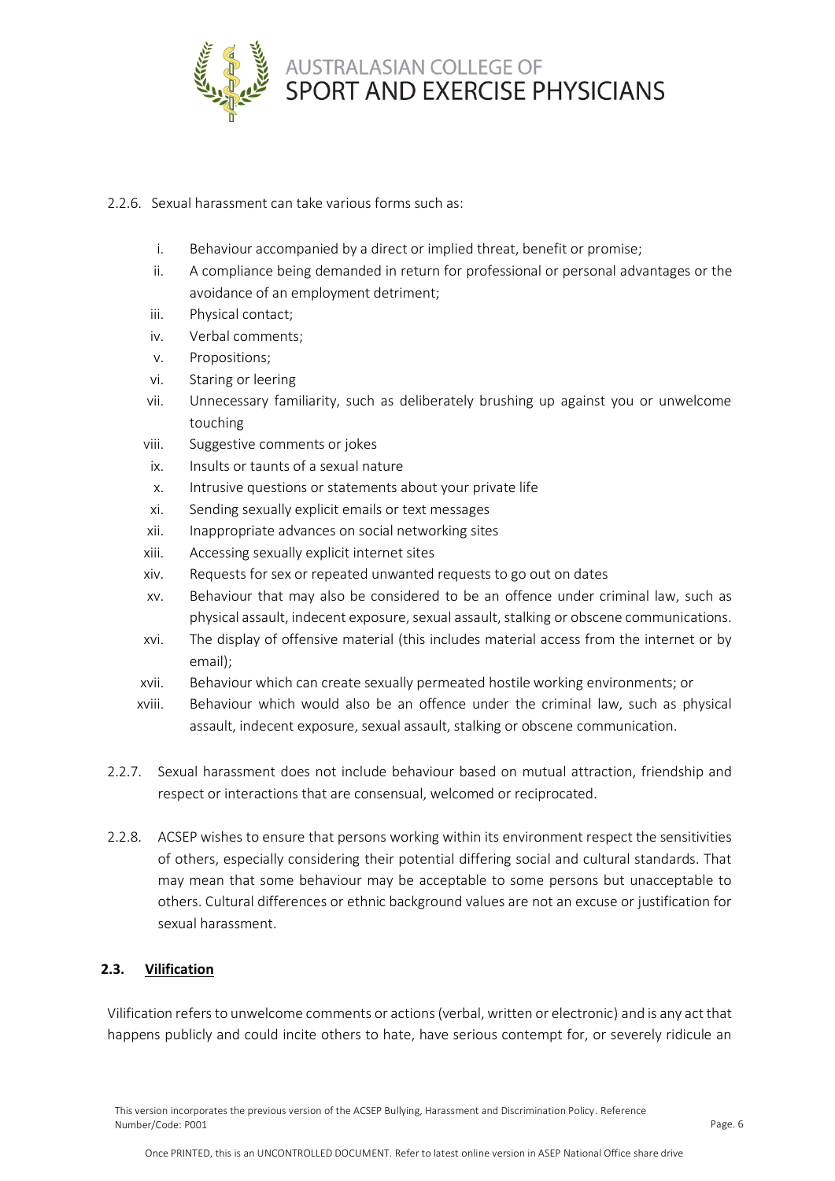2.2.6. Sexual harassment can take various forms such as:

i. Behaviour accompanied by a direct or implied threat, benefit or promise;
ii. A compliance being demanded in return for professional or personal advantages or the avoidance of an employment detriment;
iii. Physical contact;
iv. Verbal comments;
v. Propositions;
vi. Staring or leering
vii. Unnecessary familiarity, such as deliberately brushing up against you or unwelcome touching
viii. Suggestive comments or jokes
ix. Insults or taunts of a sexual nature
x. Intrusive questions or statements about your private life
xi. Sending sexually explicit emails or text messages
xii. Inappropriate advances on social networking sites
xiii. Accessing sexually explicit internet sites
xiv. Requests for sex or repeated unwanted requests to go out on dates
xv. Behaviour that may also be considered to be an offence under criminal law, such as physical assault, indecent exposure, sexual assault, stalking or obscene communications.
xvi. The display of offensive material (this includes material access from the internet or by email);
xvii. Behaviour which can create sexually permeated hostile working environments; or
xviii. Behaviour which would also be an offence under the criminal law, such as physical assault, indecent exposure, sexual assault, stalking or obscene communication.

2.2.7. Sexual harassment does not include behaviour based on mutual attraction, friendship and respect or interactions that are consensual, welcomed or reciprocated.

2.2.8. ACSEP wishes to ensure that persons working within its environment respect the sensitivities of others, especially considering their potential differing social and cultural standards. That may mean that some behaviour may be acceptable to some persons but unacceptable to others. Cultural differences or ethnic background values are not an excuse or justification for sexual harassment.

### 2.3. Vilification

Vilification refers to unwelcome comments or actions (verbal, written or electronic) and is any act that happens publicly and could incite others to hate, have serious contempt for, or severely ridicule an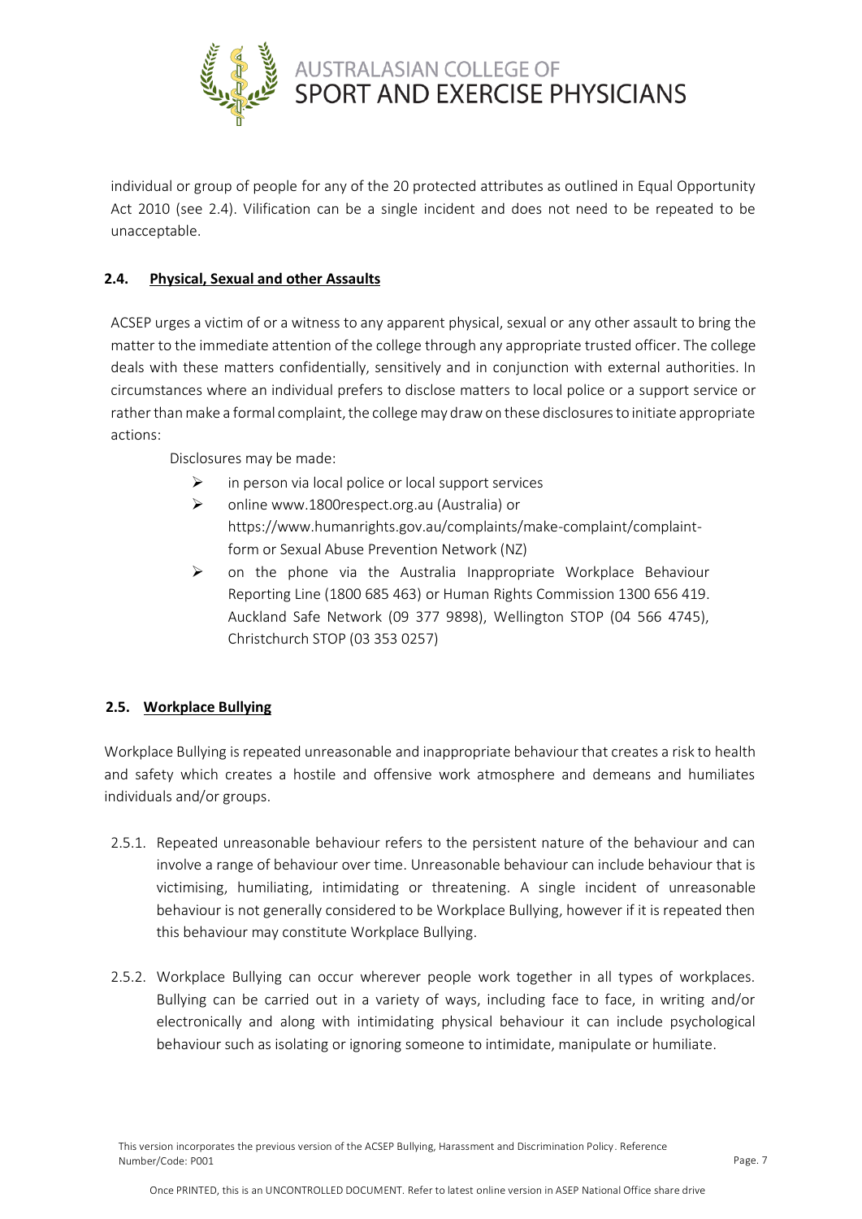individual or group of people for any of the 20 protected attributes as outlined in Equal Opportunity Act 2010 (see 2.4). Vilification can be a single incident and does not need to be repeated to be unacceptable.

### 2.4. Physical, Sexual and other Assaults

ACSEP urges a victim of or a witness to any apparent physical, sexual or any other assault to bring the matter to the immediate attention of the college through any appropriate trusted officer. The college deals with these matters confidentially, sensitively and in conjunction with external authorities. In circumstances where an individual prefers to disclose matters to local police or a support service or rather than make a formal complaint, the college may draw on these disclosures to initiate appropriate actions:

Disclosures may be made:

- in person via local police or local support services
- online www.1800respect.org.au (Australia) or https://www.humanrights.gov.au/complaints/make-complaint/complaint-form or Sexual Abuse Prevention Network (NZ)
- on the phone via the Australia Inappropriate Workplace Behaviour Reporting Line (1800 685 463) or Human Rights Commission 1300 656 419. Auckland Safe Network (09 377 9898), Wellington STOP (04 566 4745), Christchurch STOP (03 353 0257)

### 2.5. Workplace Bullying

Workplace Bullying is repeated unreasonable and inappropriate behaviour that creates a risk to health and safety which creates a hostile and offensive work atmosphere and demeans and humiliates individuals and/or groups.

2.5.1. Repeated unreasonable behaviour refers to the persistent nature of the behaviour and can involve a range of behaviour over time. Unreasonable behaviour can include behaviour that is victimising, humiliating, intimidating or threatening. A single incident of unreasonable behaviour is not generally considered to be Workplace Bullying, however if it is repeated then this behaviour may constitute Workplace Bullying.

2.5.2. Workplace Bullying can occur wherever people work together in all types of workplaces. Bullying can be carried out in a variety of ways, including face to face, in writing and/or electronically and along with intimidating physical behaviour it can include psychological behaviour such as isolating or ignoring someone to intimidate, manipulate or humiliate.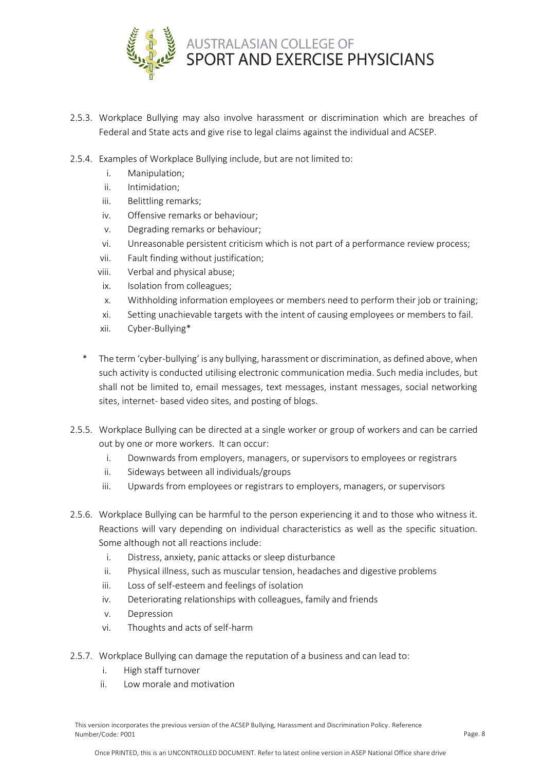2.5.3. Workplace Bullying may also involve harassment or discrimination which are breaches of Federal and State acts and give rise to legal claims against the individual and ACSEP.

2.5.4. Examples of Workplace Bullying include, but are not limited to:

i. Manipulation;
ii. Intimidation;
iii. Belittling remarks;
iv. Offensive remarks or behaviour;
v. Degrading remarks or behaviour;
vi. Unreasonable persistent criticism which is not part of a performance review process;
vii. Fault finding without justification;
viii. Verbal and physical abuse;
ix. Isolation from colleagues;
x. Withholding information employees or members need to perform their job or training;
xi. Setting unachievable targets with the intent of causing employees or members to fail.
xii. Cyber-Bullying*

\* The term 'cyber-bullying' is any bullying, harassment or discrimination, as defined above, when such activity is conducted utilising electronic communication media. Such media includes, but shall not be limited to, email messages, text messages, instant messages, social networking sites, internet- based video sites, and posting of blogs.

2.5.5. Workplace Bullying can be directed at a single worker or group of workers and can be carried out by one or more workers. It can occur:

i. Downwards from employers, managers, or supervisors to employees or registrars
ii. Sideways between all individuals/groups
iii. Upwards from employees or registrars to employers, managers, or supervisors

2.5.6. Workplace Bullying can be harmful to the person experiencing it and to those who witness it. Reactions will vary depending on individual characteristics as well as the specific situation. Some although not all reactions include:

i. Distress, anxiety, panic attacks or sleep disturbance
ii. Physical illness, such as muscular tension, headaches and digestive problems
iii. Loss of self-esteem and feelings of isolation
iv. Deteriorating relationships with colleagues, family and friends
v. Depression
vi. Thoughts and acts of self-harm

2.5.7. Workplace Bullying can damage the reputation of a business and can lead to:

i. High staff turnover
ii. Low morale and motivation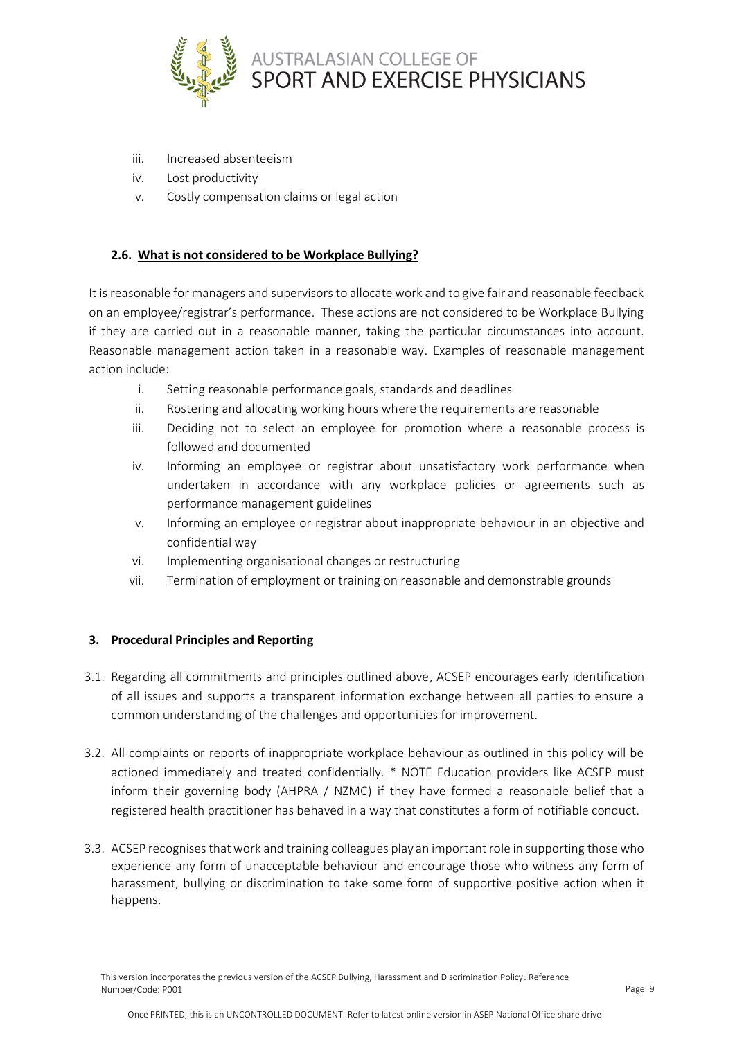iii. Increased absenteeism
iv. Lost productivity
v. Costly compensation claims or legal action

### 2.6. What is not considered to be Workplace Bullying?

It is reasonable for managers and supervisors to allocate work and to give fair and reasonable feedback on an employee/registrar's performance. These actions are not considered to be Workplace Bullying if they are carried out in a reasonable manner, taking the particular circumstances into account. Reasonable management action taken in a reasonable way. Examples of reasonable management action include:

i. Setting reasonable performance goals, standards and deadlines
ii. Rostering and allocating working hours where the requirements are reasonable
iii. Deciding not to select an employee for promotion where a reasonable process is followed and documented
iv. Informing an employee or registrar about unsatisfactory work performance when undertaken in accordance with any workplace policies or agreements such as performance management guidelines
v. Informing an employee or registrar about inappropriate behaviour in an objective and confidential way
vi. Implementing organisational changes or restructuring
vii. Termination of employment or training on reasonable and demonstrable grounds

## 3. Procedural Principles and Reporting

3.1. Regarding all commitments and principles outlined above, ACSEP encourages early identification of all issues and supports a transparent information exchange between all parties to ensure a common understanding of the challenges and opportunities for improvement.

3.2. All complaints or reports of inappropriate workplace behaviour as outlined in this policy will be actioned immediately and treated confidentially. * NOTE Education providers like ACSEP must inform their governing body (AHPRA / NZMC) if they have formed a reasonable belief that a registered health practitioner has behaved in a way that constitutes a form of notifiable conduct.

3.3. ACSEP recognises that work and training colleagues play an important role in supporting those who experience any form of unacceptable behaviour and encourage those who witness any form of harassment, bullying or discrimination to take some form of supportive positive action when it happens.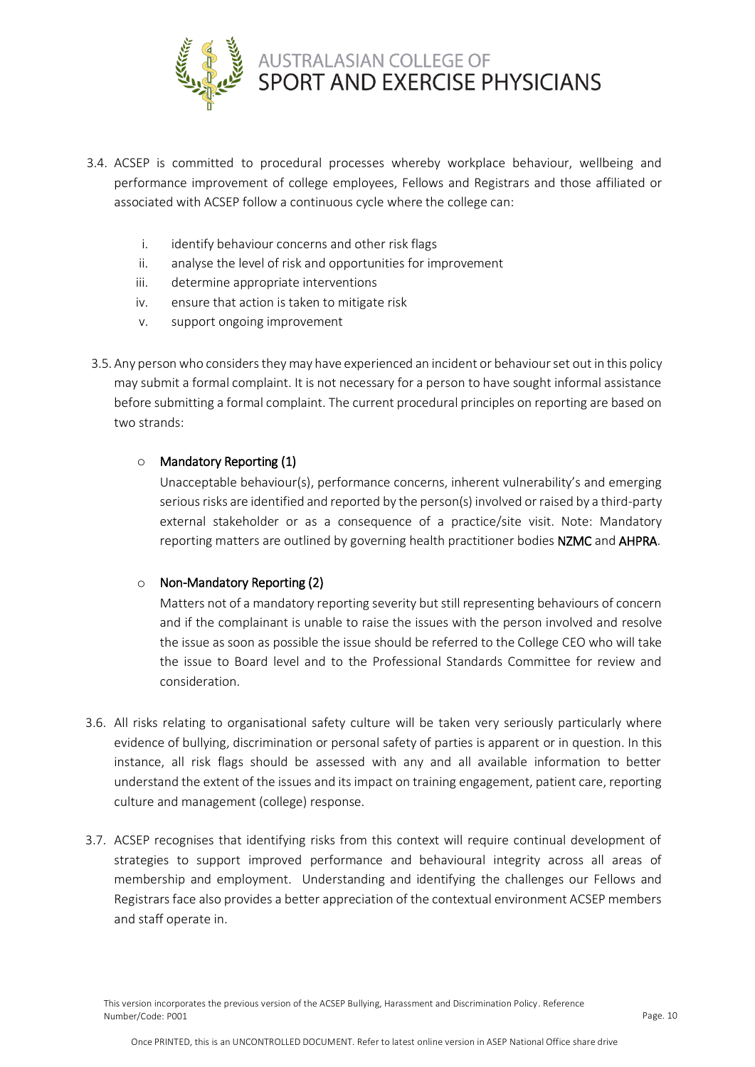3.4. ACSEP is committed to procedural processes whereby workplace behaviour, wellbeing and performance improvement of college employees, Fellows and Registrars and those affiliated or associated with ACSEP follow a continuous cycle where the college can:

   i. identify behaviour concerns and other risk flags
   ii. analyse the level of risk and opportunities for improvement
   iii. determine appropriate interventions
   iv. ensure that action is taken to mitigate risk
   v. support ongoing improvement

3.5. Any person who considers they may have experienced an incident or behaviour set out in this policy may submit a formal complaint. It is not necessary for a person to have sought informal assistance before submitting a formal complaint. The current procedural principles on reporting are based on two strands:

   - **Mandatory Reporting (1)**
     Unacceptable behaviour(s), performance concerns, inherent vulnerability's and emerging serious risks are identified and reported by the person(s) involved or raised by a third-party external stakeholder or as a consequence of a practice/site visit. Note: Mandatory reporting matters are outlined by governing health practitioner bodies NZMC and AHPRA.

   - **Non-Mandatory Reporting (2)**
     Matters not of a mandatory reporting severity but still representing behaviours of concern and if the complainant is unable to raise the issues with the person involved and resolve the issue as soon as possible the issue should be referred to the College CEO who will take the issue to Board level and to the Professional Standards Committee for review and consideration.

3.6. All risks relating to organisational safety culture will be taken very seriously particularly where evidence of bullying, discrimination or personal safety of parties is apparent or in question. In this instance, all risk flags should be assessed with any and all available information to better understand the extent of the issues and its impact on training engagement, patient care, reporting culture and management (college) response.

3.7. ACSEP recognises that identifying risks from this context will require continual development of strategies to support improved performance and behavioural integrity across all areas of membership and employment. Understanding and identifying the challenges our Fellows and Registrars face also provides a better appreciation of the contextual environment ACSEP members and staff operate in.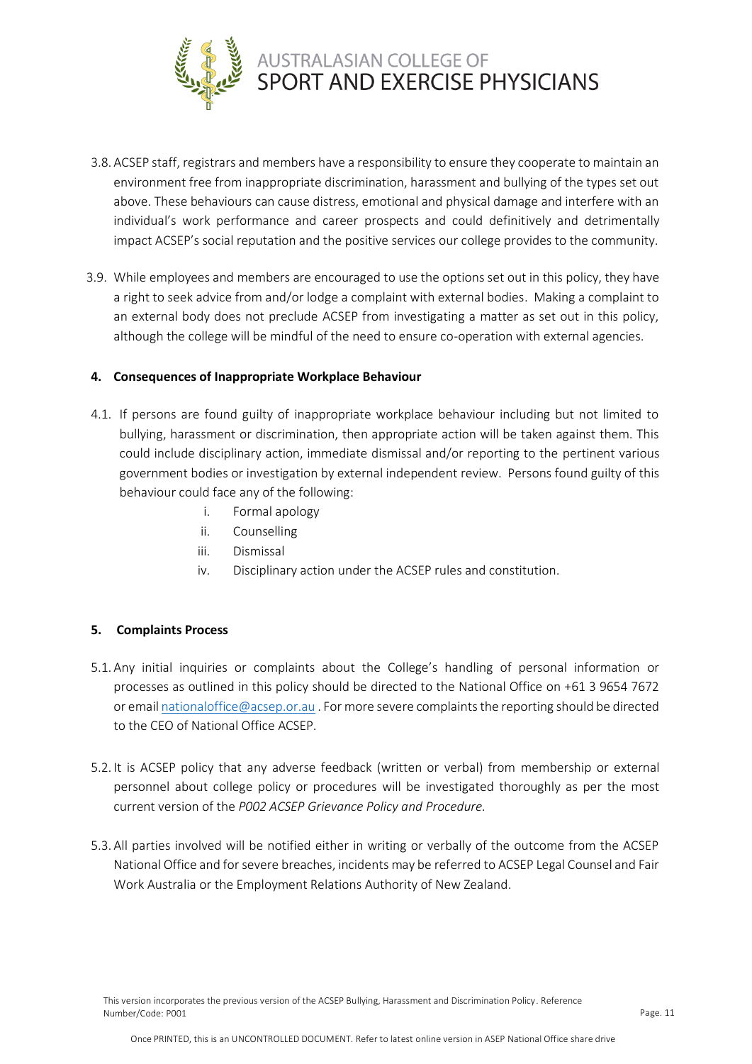3.8. ACSEP staff, registrars and members have a responsibility to ensure they cooperate to maintain an environment free from inappropriate discrimination, harassment and bullying of the types set out above. These behaviours can cause distress, emotional and physical damage and interfere with an individual's work performance and career prospects and could definitively and detrimentally impact ACSEP's social reputation and the positive services our college provides to the community.

3.9. While employees and members are encouraged to use the options set out in this policy, they have a right to seek advice from and/or lodge a complaint with external bodies. Making a complaint to an external body does not preclude ACSEP from investigating a matter as set out in this policy, although the college will be mindful of the need to ensure co-operation with external agencies.

## 4. Consequences of Inappropriate Workplace Behaviour

4.1. If persons are found guilty of inappropriate workplace behaviour including but not limited to bullying, harassment or discrimination, then appropriate action will be taken against them. This could include disciplinary action, immediate dismissal and/or reporting to the pertinent various government bodies or investigation by external independent review. Persons found guilty of this behaviour could face any of the following:

i. Formal apology
ii. Counselling
iii. Dismissal
iv. Disciplinary action under the ACSEP rules and constitution.

## 5. Complaints Process

5.1. Any initial inquiries or complaints about the College's handling of personal information or processes as outlined in this policy should be directed to the National Office on +61 3 9654 7672 or email nationaloffice@acsep.or.au . For more severe complaints the reporting should be directed to the CEO of National Office ACSEP.

5.2. It is ACSEP policy that any adverse feedback (written or verbal) from membership or external personnel about college policy or procedures will be investigated thoroughly as per the most current version of the *P002 ACSEP Grievance Policy and Procedure*.

5.3. All parties involved will be notified either in writing or verbally of the outcome from the ACSEP National Office and for severe breaches, incidents may be referred to ACSEP Legal Counsel and Fair Work Australia or the Employment Relations Authority of New Zealand.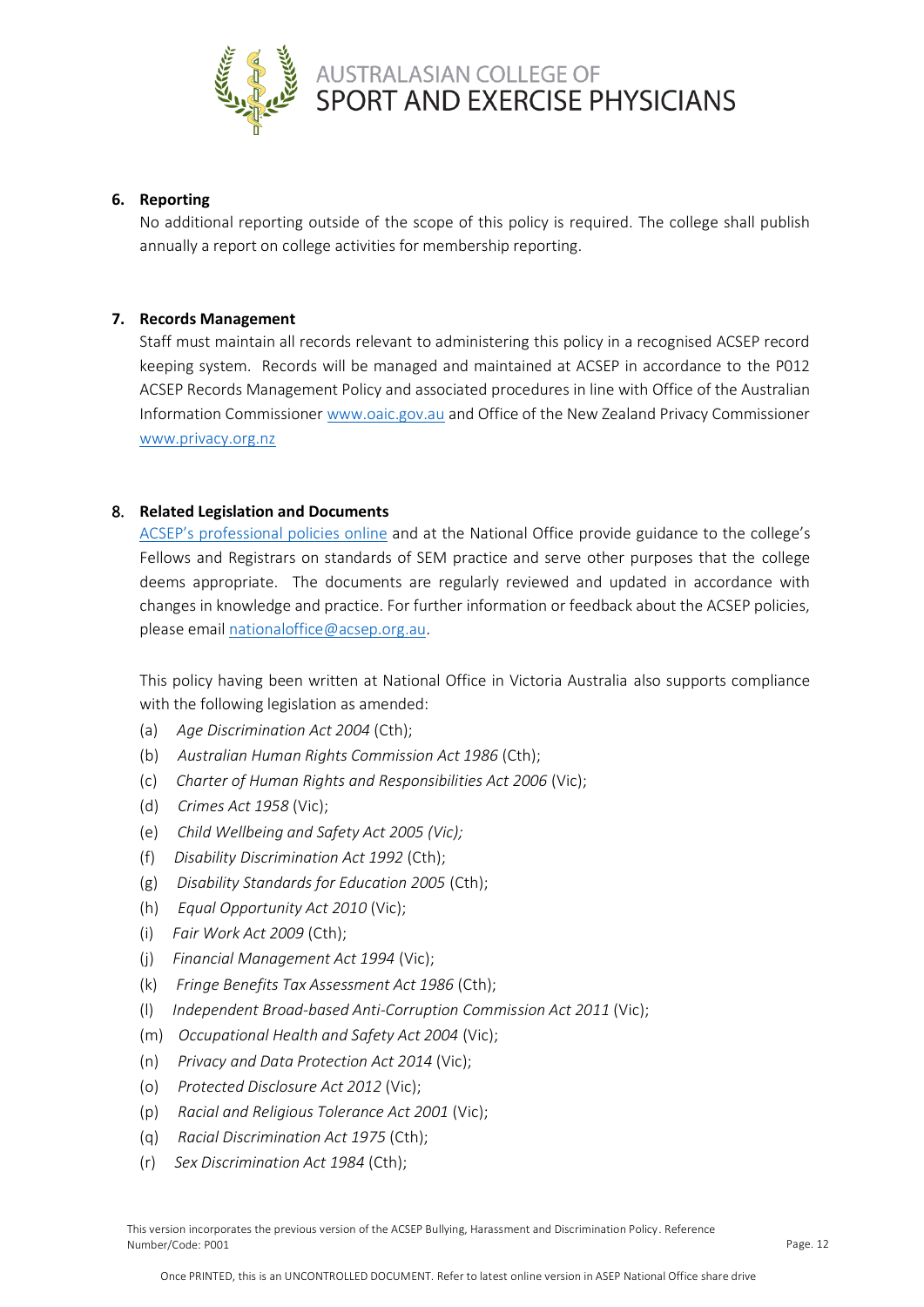## 6. Reporting

No additional reporting outside of the scope of this policy is required. The college shall publish annually a report on college activities for membership reporting.

## 7. Records Management

Staff must maintain all records relevant to administering this policy in a recognised ACSEP record keeping system. Records will be managed and maintained at ACSEP in accordance to the P012 ACSEP Records Management Policy and associated procedures in line with Office of the Australian Information Commissioner www.oaic.gov.au and Office of the New Zealand Privacy Commissioner www.privacy.org.nz

## 8. Related Legislation and Documents

ACSEP's professional policies online and at the National Office provide guidance to the college's Fellows and Registrars on standards of SEM practice and serve other purposes that the college deems appropriate. The documents are regularly reviewed and updated in accordance with changes in knowledge and practice. For further information or feedback about the ACSEP policies, please email nationaloffice@acsep.org.au.

This policy having been written at National Office in Victoria Australia also supports compliance with the following legislation as amended:

(a) *Age Discrimination Act 2004* (Cth);
(b) *Australian Human Rights Commission Act 1986* (Cth);
(c) *Charter of Human Rights and Responsibilities Act 2006* (Vic);
(d) *Crimes Act 1958* (Vic);
(e) *Child Wellbeing and Safety Act 2005 (Vic);*
(f) *Disability Discrimination Act 1992* (Cth);
(g) *Disability Standards for Education 2005* (Cth);
(h) *Equal Opportunity Act 2010* (Vic);
(i) *Fair Work Act 2009* (Cth);
(j) *Financial Management Act 1994* (Vic);
(k) *Fringe Benefits Tax Assessment Act 1986* (Cth);
(l) *Independent Broad-based Anti-Corruption Commission Act 2011* (Vic);
(m) *Occupational Health and Safety Act 2004* (Vic);
(n) *Privacy and Data Protection Act 2014* (Vic);
(o) *Protected Disclosure Act 2012* (Vic);
(p) *Racial and Religious Tolerance Act 2001* (Vic);
(q) *Racial Discrimination Act 1975* (Cth);
(r) *Sex Discrimination Act 1984* (Cth);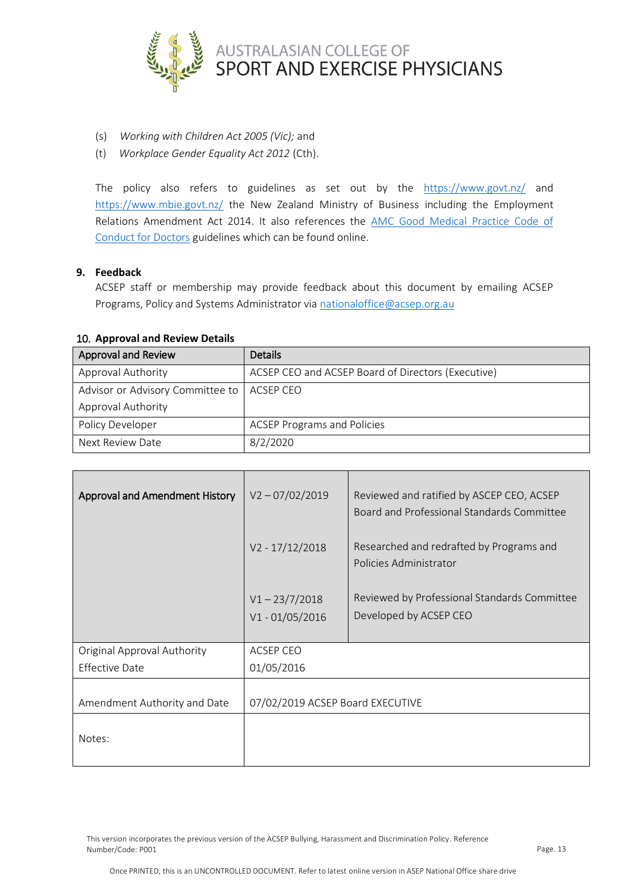(s) *Working with Children Act 2005 (Vic);* and

(t) *Workplace Gender Equality Act 2012* (Cth).

The policy also refers to guidelines as set out by the [https://www.govt.nz/](https://www.govt.nz/) and [https://www.mbie.govt.nz/](https://www.mbie.govt.nz/) the New Zealand Ministry of Business including the Employment Relations Amendment Act 2014. It also references the [AMC Good Medical Practice Code of Conduct for Doctors]() guidelines which can be found online.

## 9. Feedback

ACSEP staff or membership may provide feedback about this document by emailing ACSEP Programs, Policy and Systems Administrator via [nationaloffice@acsep.org.au](mailto:nationaloffice@acsep.org.au)

## 10. Approval and Review Details

| Approval and Review | Details |
|---|---|
| Approval Authority | ACSEP CEO and ACSEP Board of Directors (Executive) |
| Advisor or Advisory Committee to Approval Authority | ACSEP CEO |
| Policy Developer | ACSEP Programs and Policies |
| Next Review Date | 8/2/2020 |

| | | |
|---|---|---|
| **Approval and Amendment History** | V2 – 07/02/2019 | Reviewed and ratified by ASCEP CEO, ACSEP Board and Professional Standards Committee |
| | V2 - 17/12/2018 | Researched and redrafted by Programs and Policies Administrator |
| | V1 – 23/7/2018 | Reviewed by Professional Standards Committee |
| | V1 - 01/05/2016 | Developed by ACSEP CEO |
| Original Approval Authority | ACSEP CEO | |
| Effective Date | 01/05/2016 | |
| Amendment Authority and Date | 07/02/2019 ACSEP Board EXECUTIVE | |
| Notes: | | |

This version incorporates the previous version of the ACSEP Bullying, Harassment and Discrimination Policy. Reference Number/Code: P001

Once PRINTED, this is an UNCONTROLLED DOCUMENT. Refer to latest online version in ASEP National Office share drive